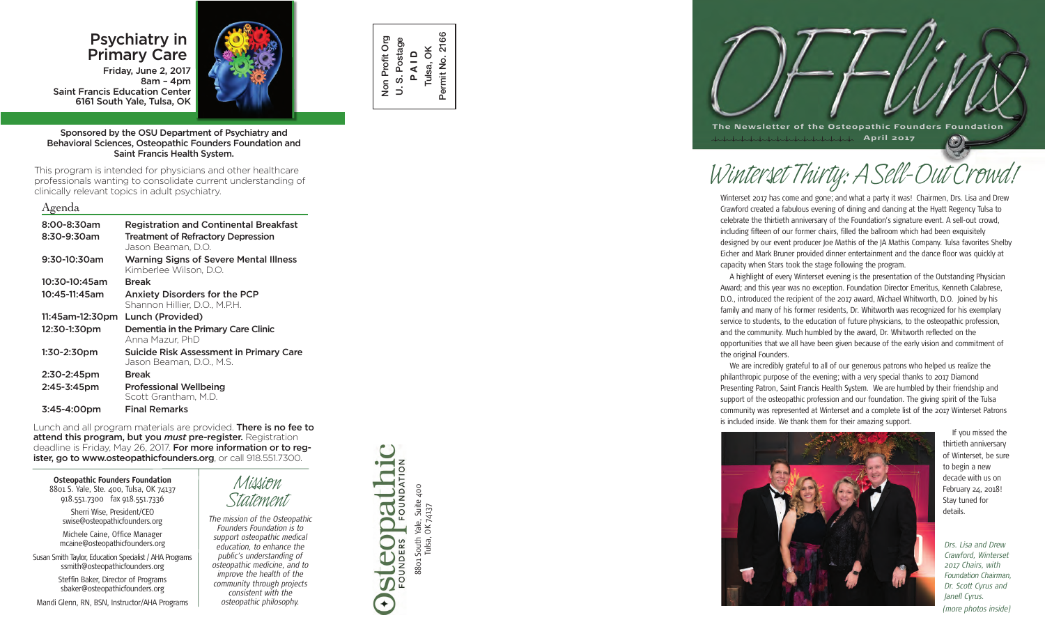# Psychiatry in Primary Care

Friday, June 2, 2017
8am – 4pm
Saint Francis Education Center
6161 South Yale, Tulsa, OK

**Sponsored by the OSU Department of Psychiatry and Behavioral Sciences, Osteopathic Founders Foundation and Saint Francis Health System.**

This program is intended for physicians and other healthcare professionals wanting to consolidate current understanding of clinically relevant topics in adult psychiatry.

## Agenda

| Time | Session |
|---|---|
| 8:00-8:30am | **Registration and Continental Breakfast** |
| 8:30-9:30am | **Treatment of Refractory Depression** Jason Beaman, D.O. |
| 9:30-10:30am | **Warning Signs of Severe Mental Illness** Kimberlee Wilson, D.O. |
| 10:30-10:45am | **Break** |
| 10:45-11:45am | **Anxiety Disorders for the PCP** Shannon Hillier, D.O., M.P.H. |
| 11:45am-12:30pm | **Lunch (Provided)** |
| 12:30-1:30pm | **Dementia in the Primary Care Clinic** Anna Mazur, PhD |
| 1:30-2:30pm | **Suicide Risk Assessment in Primary Care** Jason Beaman, D.O., M.S. |
| 2:30-2:45pm | **Break** |
| 2:45-3:45pm | **Professional Wellbeing** Scott Grantham, M.D. |
| 3:45-4:00pm | **Final Remarks** |

Lunch and all program materials are provided. **There is no fee to attend this program, but you *must* pre-register.** Registration deadline is Friday, May 26, 2017. **For more information or to register, go to www.osteopathicfounders.org**, or call 918.551.7300.

**Osteopathic Founders Foundation**
8801 S. Yale, Ste. 400, Tulsa, OK 74137
918.551.7300 fax 918.551.7336

Sherri Wise, President/CEO
swise@osteopathicfounders.org

Michele Caine, Office Manager
mcaine@osteopathicfounders.org

Susan Smith Taylor, Education Specialist / AHA Programs
ssmith@osteopathicfounders.org

Steffin Baker, Director of Programs
sbaker@osteopathicfounders.org

Mandi Glenn, RN, BSN, Instructor/AHA Programs

## Mission Statement

*The mission of the Osteopathic Founders Foundation is to support osteopathic medical education, to enhance the public's understanding of osteopathic medicine, and to improve the health of the community through projects consistent with the osteopathic philosophy.*

Non Profit Org
U. S. Postage
PAID
Tulsa, OK
Permit No. 2166

Osteopathic Founders Foundation
8801 South Yale, Suite 400
Tulsa, OK 74137

# OFFline

The Newsletter of the Osteopathic Founders Foundation
April 2017

## Winterset Thirty: A Sell-Out Crowd!

Winterset 2017 has come and gone; and what a party it was! Chairmen, Drs. Lisa and Drew Crawford created a fabulous evening of dining and dancing at the Hyatt Regency Tulsa to celebrate the thirtieth anniversary of the Foundation's signature event. A sell-out crowd, including fifteen of our former chairs, filled the ballroom which had been exquisitely designed by our event producer Joe Mathis of the JA Mathis Company. Tulsa favorites Shelby Eicher and Mark Bruner provided dinner entertainment and the dance floor was quickly at capacity when Stars took the stage following the program.

A highlight of every Winterset evening is the presentation of the Outstanding Physician Award; and this year was no exception. Foundation Director Emeritus, Kenneth Calabrese, D.O., introduced the recipient of the 2017 award, Michael Whitworth, D.O. Joined by his family and many of his former residents, Dr. Whitworth was recognized for his exemplary service to students, to the education of future physicians, to the osteopathic profession, and the community. Much humbled by the award, Dr. Whitworth reflected on the opportunities that we all have been given because of the early vision and commitment of the original Founders.

We are incredibly grateful to all of our generous patrons who helped us realize the philanthropic purpose of the evening; with a very special thanks to 2017 Diamond Presenting Patron, Saint Francis Health System. We are humbled by their friendship and support of the osteopathic profession and our foundation. The giving spirit of the Tulsa community was represented at Winterset and a complete list of the 2017 Winterset Patrons is included inside. We thank them for their amazing support.

If you missed the thirtieth anniversary of Winterset, be sure to begin a new decade with us on February 24, 2018! Stay tuned for details.

*Drs. Lisa and Drew Crawford, Winterset 2017 Chairs, with Foundation Chairman, Dr. Scott Cyrus and Janell Cyrus.*

*(more photos inside)*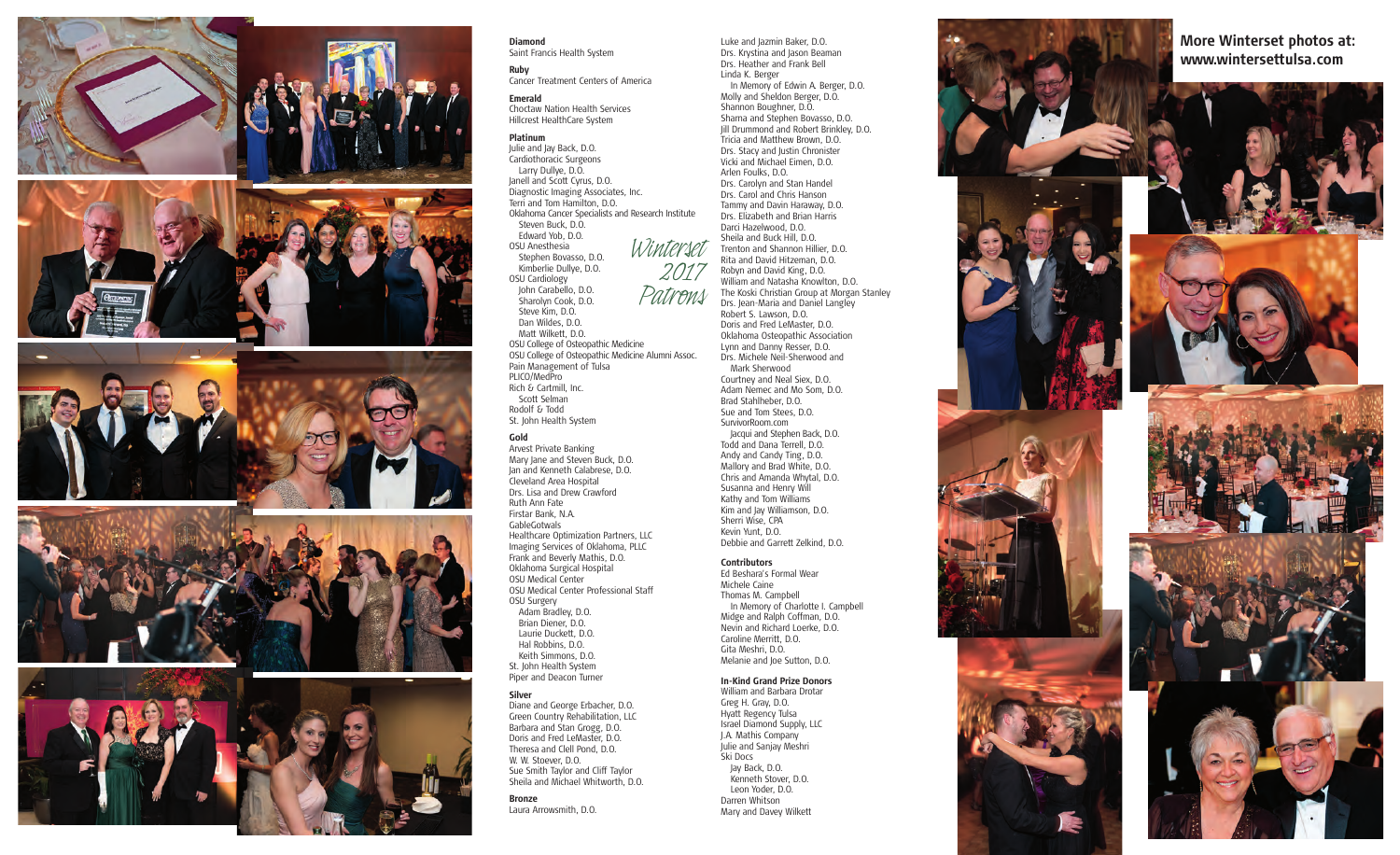# Winterset 2017 Patrons

**Diamond**
Saint Francis Health System

**Ruby**
Cancer Treatment Centers of America

**Emerald**
Choctaw Nation Health Services
Hillcrest HealthCare System

**Platinum**
Julie and Jay Back, D.O.
Cardiothoracic Surgeons
  Larry Dullye, D.O.
Janell and Scott Cyrus, D.O.
Diagnostic Imaging Associates, Inc.
Terri and Tom Hamilton, D.O.
Oklahoma Cancer Specialists and Research Institute
  Steven Buck, D.O.
  Edward Yob, D.O.
OSU Anesthesia
  Stephen Bovasso, D.O.
  Kimberlie Dullye, D.O.
OSU Cardiology
  John Carabello, D.O.
  Sharolyn Cook, D.O.
  Steve Kim, D.O.
  Dan Wildes, D.O.
  Matt Wilkett, D.O.
OSU College of Osteopathic Medicine
OSU College of Osteopathic Medicine Alumni Assoc.
Pain Management of Tulsa
PLICO/MedPro
Rich & Cartmill, Inc.
  Scott Selman
Rodolf & Todd
St. John Health System

**Gold**
Arvest Private Banking
Mary Jane and Steven Buck, D.O.
Jan and Kenneth Calabrese, D.O.
Cleveland Area Hospital
Drs. Lisa and Drew Crawford
Ruth Ann Fate
Firstar Bank, N.A.
GableGotwals
Healthcare Optimization Partners, LLC
Imaging Services of Oklahoma, PLLC
Frank and Beverly Mathis, D.O.
Oklahoma Surgical Hospital
OSU Medical Center
OSU Medical Center Professional Staff
OSU Surgery
  Adam Bradley, D.O.
  Brian Diener, D.O.
  Laurie Duckett, D.O.
  Hal Robbins, D.O.
  Keith Simmons, D.O.
St. John Health System
Piper and Deacon Turner

**Silver**
Diane and George Erbacher, D.O.
Green Country Rehabilitation, LLC
Barbara and Stan Grogg, D.O.
Doris and Fred LeMaster, D.O.
Theresa and Clell Pond, D.O.
W. W. Stoever, D.O.
Sue Smith Taylor and Cliff Taylor
Sheila and Michael Whitworth, D.O.

**Bronze**
Laura Arrowsmith, D.O.
Luke and Jazmin Baker, D.O.
Drs. Krystina and Jason Beaman
Drs. Heather and Frank Bell
Linda K. Berger
  In Memory of Edwin A. Berger, D.O.
Molly and Sheldon Berger, D.O.
Shannon Boughner, D.O.
Sharna and Stephen Bovasso, D.O.
Jill Drummond and Robert Brinkley, D.O.
Tricia and Matthew Brown, D.O.
Drs. Stacy and Justin Chronister
Vicki and Michael Eimen, D.O.
Arlen Foulks, D.O.
Drs. Carolyn and Stan Handel
Drs. Carol and Chris Hanson
Tammy and Davin Haraway, D.O.
Drs. Elizabeth and Brian Harris
Darci Hazelwood, D.O.
Sheila and Buck Hill, D.O.
Trenton and Shannon Hillier, D.O.
Rita and David Hitzeman, D.O.
Robyn and David King, D.O.
William and Natasha Knowlton, D.O.
The Koski Christian Group at Morgan Stanley
Drs. Jean-Maria and Daniel Langley
Robert S. Lawson, D.O.
Doris and Fred LeMaster, D.O.
Oklahoma Osteopathic Association
Lynn and Danny Resser, D.O.
Drs. Michele Neil-Sherwood and
  Mark Sherwood
Courtney and Neal Siex, D.O.
Adam Nemec and Mo Som, D.O.
Brad Stahlheber, D.O.
Sue and Tom Stees, D.O.
SurvivorRoom.com
  Jacqui and Stephen Back, D.O.
Todd and Dana Terrell, D.O.
Andy and Candy Ting, D.O.
Mallory and Brad White, D.O.
Chris and Amanda Whytal, D.O.
Susanna and Henry Will
Kathy and Tom Williams
Kim and Jay Williamson, D.O.
Sherri Wise, CPA
Kevin Yunt, D.O.
Debbie and Garrett Zelkind, D.O.

**Contributors**
Ed Beshara's Formal Wear
Michele Caine
Thomas M. Campbell
  In Memory of Charlotte I. Campbell
Midge and Ralph Coffman, D.O.
Nevin and Richard Loerke, D.O.
Caroline Merritt, D.O.
Gita Meshri, D.O.
Melanie and Joe Sutton, D.O.

**In-Kind Grand Prize Donors**
William and Barbara Drotar
Greg H. Gray, D.O.
Hyatt Regency Tulsa
Israel Diamond Supply, LLC
J.A. Mathis Company
Julie and Sanjay Meshri
Ski Docs
  Jay Back, D.O.
  Kenneth Stover, D.O.
  Leon Yoder, D.O.
Darren Whitson
Mary and Davey Wilkett

## More Winterset photos at: www.wintersettulsa.com